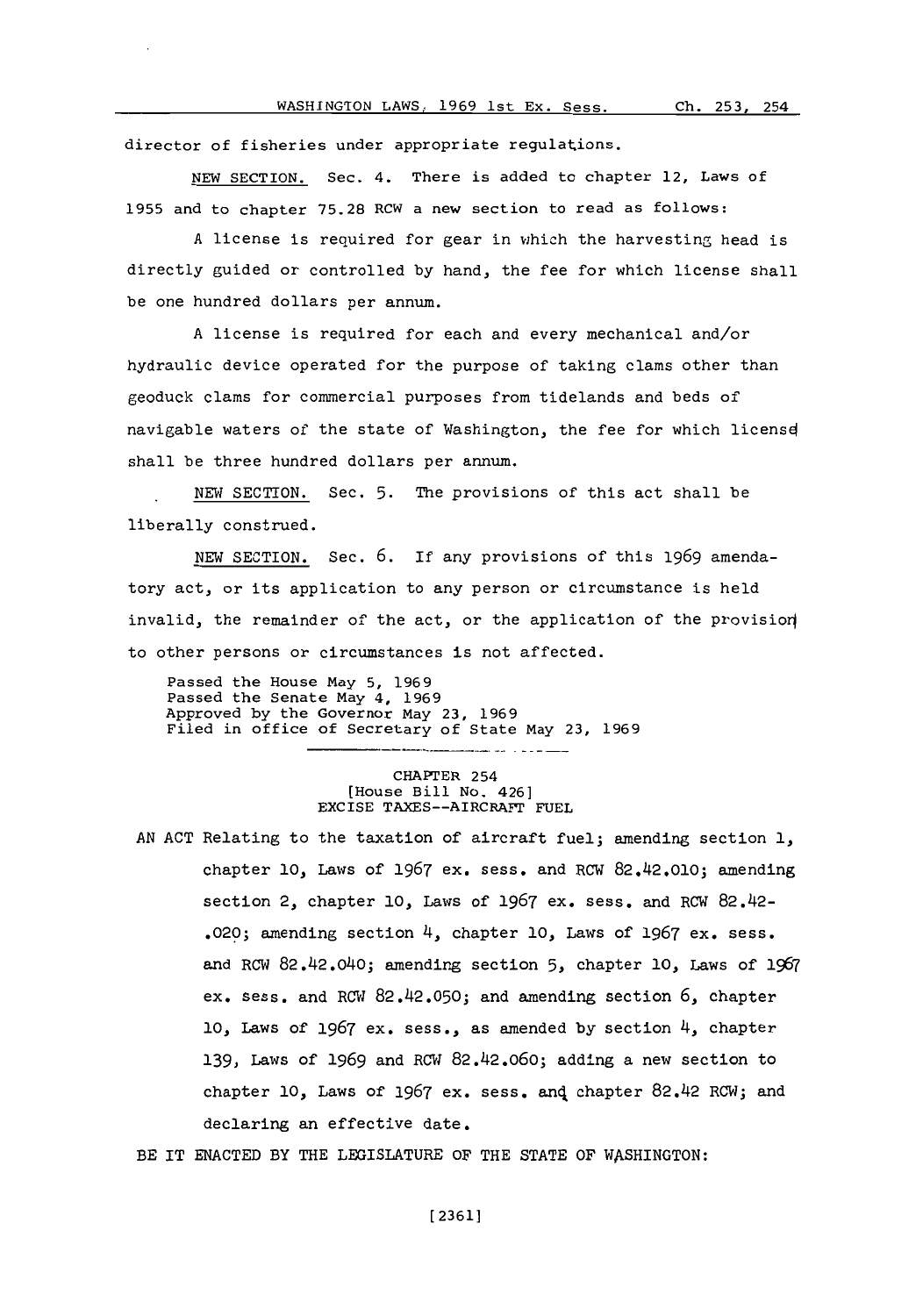director of fisheries under appropriate regulations.

NEW SECTION. Sec. 4. There is added to chapter 12, Laws of 1955 and to chapter 75.28 RCW a new section to read as follows:

A license is required for gear in which the harvesting head is directly guided or controlled by hand, the fee for which license shall be one hundred dollars per annum.

A license is required for each and every mechanical and/or hydraulic device operated for the purpose of taking clams other than geoduck clams for commercial purposes from tidelands and beds of navigable waters of the state of Washington, the fee for which license shall be three hundred dollars per annum.

NEW SECTION. Sec. 5. The provisions of this act shall be liberally construed.

NEW SECTION. Sec. 6. If any provisions of this 1969 amendatory act, or its application to any person or circumstance is held invalid, the remainder of the act, or the application of the provision to other persons or circumstances is not affected.

Passed the House May 5, 1969
Passed the Senate May 4, 1969
Approved by the Governor May 23, 1969
Filed in office of Secretary of State May 23, 1969

---

CHAPTER 254
[House Bill No. 426]
EXCISE TAXES--AIRCRAFT FUEL

AN ACT Relating to the taxation of aircraft fuel; amending section 1, chapter 10, Laws of 1967 ex. sess. and RCW 82.42.010; amending section 2, chapter 10, Laws of 1967 ex. sess. and RCW 82.42-.020; amending section 4, chapter 10, Laws of 1967 ex. sess. and RCW 82.42.040; amending section 5, chapter 10, Laws of 1967 ex. sess. and RCW 82.42.050; and amending section 6, chapter 10, Laws of 1967 ex. sess., as amended by section 4, chapter 139, Laws of 1969 and RCW 82.42.060; adding a new section to chapter 10, Laws of 1967 ex. sess. and chapter 82.42 RCW; and declaring an effective date.

BE IT ENACTED BY THE LEGISLATURE OF THE STATE OF WASHINGTON: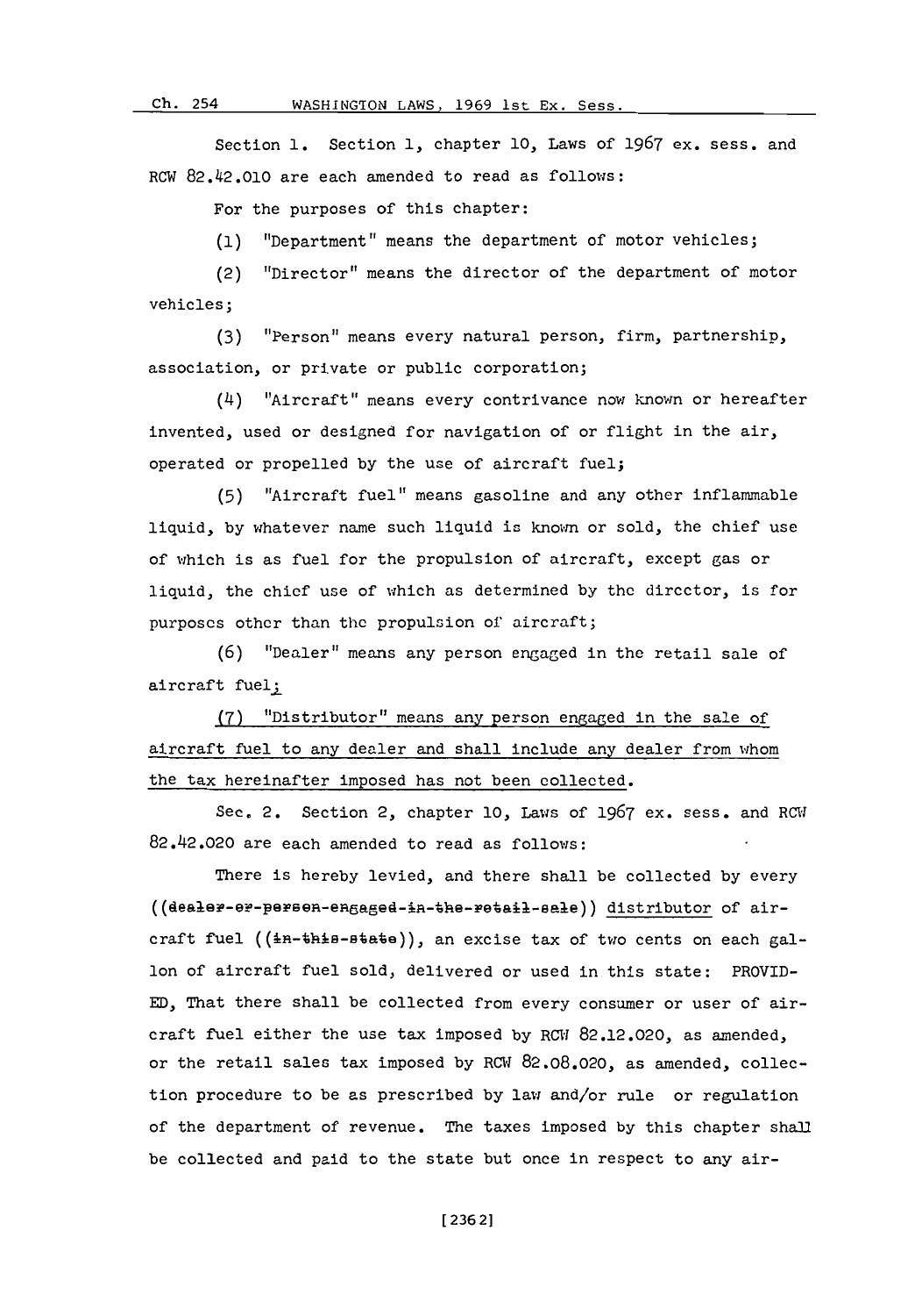Section 1. Section 1, chapter 10, Laws of 1967 ex. sess. and RCW 82.42.010 are each amended to read as follows:

For the purposes of this chapter:

(1) "Department" means the department of motor vehicles;

(2) "Director" means the director of the department of motor vehicles;

(3) "Person" means every natural person, firm, partnership, association, or private or public corporation;

(4) "Aircraft" means every contrivance now known or hereafter invented, used or designed for navigation of or flight in the air, operated or propelled by the use of aircraft fuel;

(5) "Aircraft fuel" means gasoline and any other inflammable liquid, by whatever name such liquid is known or sold, the chief use of which is as fuel for the propulsion of aircraft, except gas or liquid, the chief use of which as determined by the director, is for purposes other than the propulsion of aircraft;

(6) "Dealer" means any person engaged in the retail sale of aircraft fuel;

(7) "Distributor" means any person engaged in the sale of aircraft fuel to any dealer and shall include any dealer from whom the tax hereinafter imposed has not been collected.

Sec. 2. Section 2, chapter 10, Laws of 1967 ex. sess. and RCW 82.42.020 are each amended to read as follows:

There is hereby levied, and there shall be collected by every ((dealer-or-person-engaged-in-the-retail-sale)) distributor of aircraft fuel ((in-this-state)), an excise tax of two cents on each gallon of aircraft fuel sold, delivered or used in this state: PROVIDED, That there shall be collected from every consumer or user of aircraft fuel either the use tax imposed by RCW 82.12.020, as amended, or the retail sales tax imposed by RCW 82.08.020, as amended, collection procedure to be as prescribed by law and/or rule or regulation of the department of revenue. The taxes imposed by this chapter shall be collected and paid to the state but once in respect to any air-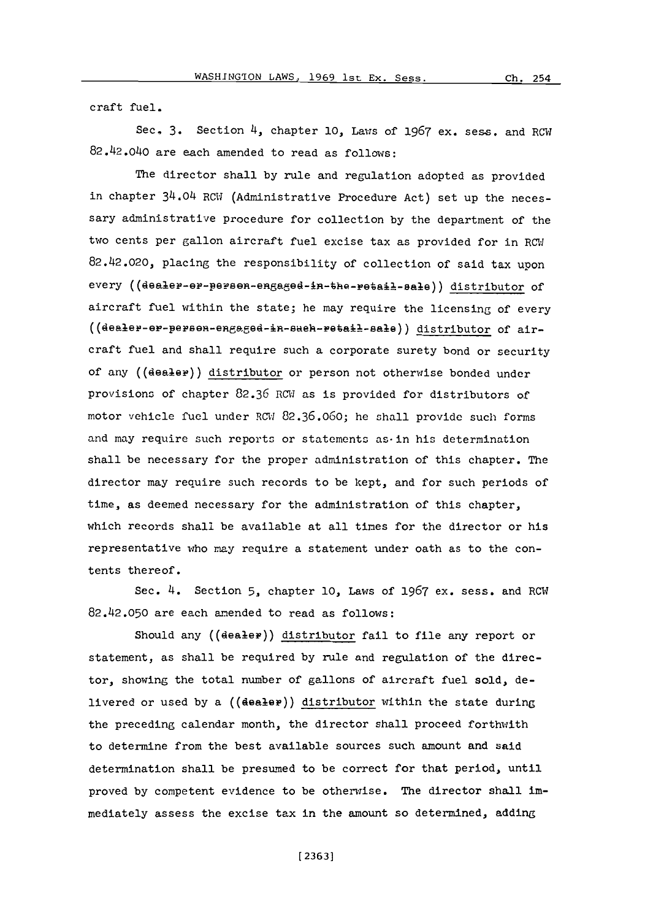craft fuel.

Sec. 3. Section 4, chapter 10, Laws of 1967 ex. sess. and RCW 82.42.040 are each amended to read as follows:

The director shall by rule and regulation adopted as provided in chapter 34.04 RCW (Administrative Procedure Act) set up the necessary administrative procedure for collection by the department of the two cents per gallon aircraft fuel excise tax as provided for in RCW 82.42.020, placing the responsibility of collection of said tax upon every ((~~dealer-or-person-engaged-in-the-retail-sale~~)) distributor of aircraft fuel within the state; he may require the licensing of every ((~~dealer-or-person-engaged-in-such-retail-sale~~)) distributor of aircraft fuel and shall require such a corporate surety bond or security of any ((~~dealer~~)) distributor or person not otherwise bonded under provisions of chapter 82.36 RCW as is provided for distributors of motor vehicle fuel under RCW 82.36.060; he shall provide such forms and may require such reports or statements as in his determination shall be necessary for the proper administration of this chapter. The director may require such records to be kept, and for such periods of time, as deemed necessary for the administration of this chapter, which records shall be available at all times for the director or his representative who may require a statement under oath as to the contents thereof.

Sec. 4. Section 5, chapter 10, Laws of 1967 ex. sess. and RCW 82.42.050 are each amended to read as follows:

Should any ((~~dealer~~)) distributor fail to file any report or statement, as shall be required by rule and regulation of the director, showing the total number of gallons of aircraft fuel sold, delivered or used by a ((~~dealer~~)) distributor within the state during the preceding calendar month, the director shall proceed forthwith to determine from the best available sources such amount and said determination shall be presumed to be correct for that period, until proved by competent evidence to be otherwise. The director shall immediately assess the excise tax in the amount so determined, adding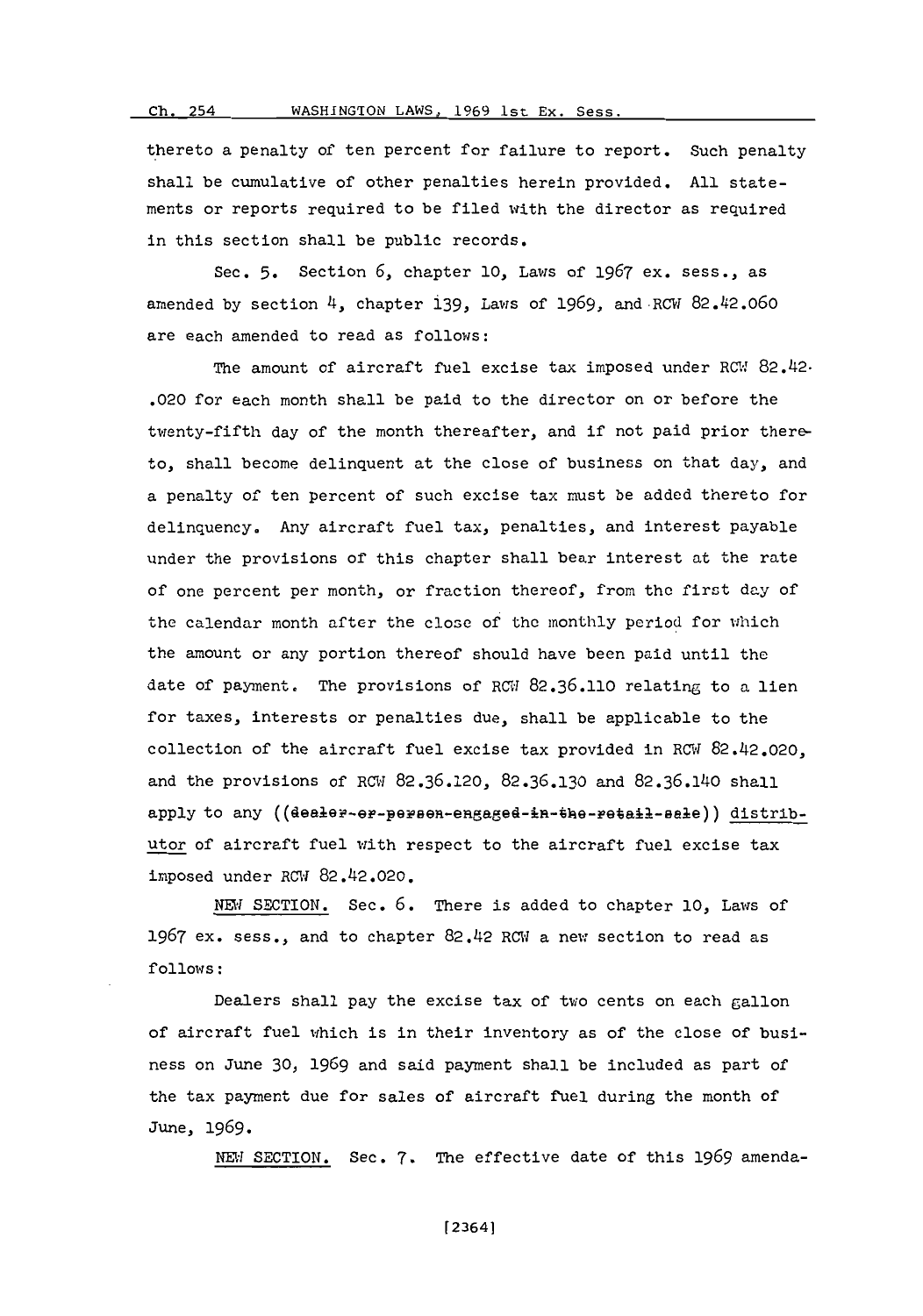thereto a penalty of ten percent for failure to report. Such penalty shall be cumulative of other penalties herein provided. All statements or reports required to be filed with the director as required in this section shall be public records.

Sec. 5. Section 6, chapter 10, Laws of 1967 ex. sess., as amended by section 4, chapter 139, Laws of 1969, and RCW 82.42.060 are each amended to read as follows:

The amount of aircraft fuel excise tax imposed under RCW 82.42.020 for each month shall be paid to the director on or before the twenty-fifth day of the month thereafter, and if not paid prior thereto, shall become delinquent at the close of business on that day, and a penalty of ten percent of such excise tax must be added thereto for delinquency. Any aircraft fuel tax, penalties, and interest payable under the provisions of this chapter shall bear interest at the rate of one percent per month, or fraction thereof, from the first day of the calendar month after the close of the monthly period for which the amount or any portion thereof should have been paid until the date of payment. The provisions of RCW 82.36.110 relating to a lien for taxes, interests or penalties due, shall be applicable to the collection of the aircraft fuel excise tax provided in RCW 82.42.020, and the provisions of RCW 82.36.120, 82.36.130 and 82.36.140 shall apply to any ((~~dealer or person engaged in the retail sale~~)) <u>distributor</u> of aircraft fuel with respect to the aircraft fuel excise tax imposed under RCW 82.42.020.

<u>NEW SECTION.</u> Sec. 6. There is added to chapter 10, Laws of 1967 ex. sess., and to chapter 82.42 RCW a new section to read as follows:

Dealers shall pay the excise tax of two cents on each gallon of aircraft fuel which is in their inventory as of the close of business on June 30, 1969 and said payment shall be included as part of the tax payment due for sales of aircraft fuel during the month of June, 1969.

<u>NEW SECTION.</u> Sec. 7. The effective date of this 1969 amenda-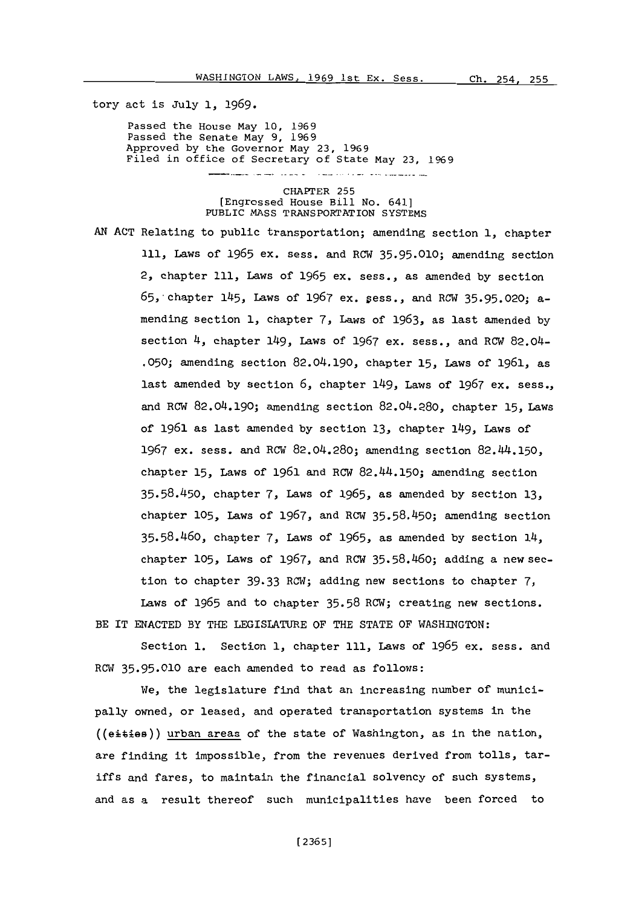tory act is July 1, 1969.

Passed the House May 10, 1969
Passed the Senate May 9, 1969
Approved by the Governor May 23, 1969
Filed in office of Secretary of State May 23, 1969

CHAPTER 255
[Engrossed House Bill No. 641]
PUBLIC MASS TRANSPORTATION SYSTEMS

AN ACT Relating to public transportation; amending section 1, chapter 111, Laws of 1965 ex. sess. and RCW 35.95.010; amending section 2, chapter 111, Laws of 1965 ex. sess., as amended by section 65, chapter 145, Laws of 1967 ex. sess., and RCW 35.95.020; amending section 1, chapter 7, Laws of 1963, as last amended by section 4, chapter 149, Laws of 1967 ex. sess., and RCW 82.04.050; amending section 82.04.190, chapter 15, Laws of 1961, as last amended by section 6, chapter 149, Laws of 1967 ex. sess., and RCW 82.04.190; amending section 82.04.280, chapter 15, Laws of 1961 as last amended by section 13, chapter 149, Laws of 1967 ex. sess. and RCW 82.04.280; amending section 82.44.150, chapter 15, Laws of 1961 and RCW 82.44.150; amending section 35.58.450, chapter 7, Laws of 1965, as amended by section 13, chapter 105, Laws of 1967, and RCW 35.58.450; amending section 35.58.460, chapter 7, Laws of 1965, as amended by section 14, chapter 105, Laws of 1967, and RCW 35.58.460; adding a new section to chapter 39.33 RCW; adding new sections to chapter 7, Laws of 1965 and to chapter 35.58 RCW; creating new sections.

BE IT ENACTED BY THE LEGISLATURE OF THE STATE OF WASHINGTON:

Section 1. Section 1, chapter 111, Laws of 1965 ex. sess. and RCW 35.95.010 are each amended to read as follows:

We, the legislature find that an increasing number of municipally owned, or leased, and operated transportation systems in the ((cities)) urban areas of the state of Washington, as in the nation, are finding it impossible, from the revenues derived from tolls, tariffs and fares, to maintain the financial solvency of such systems, and as a result thereof such municipalities have been forced to